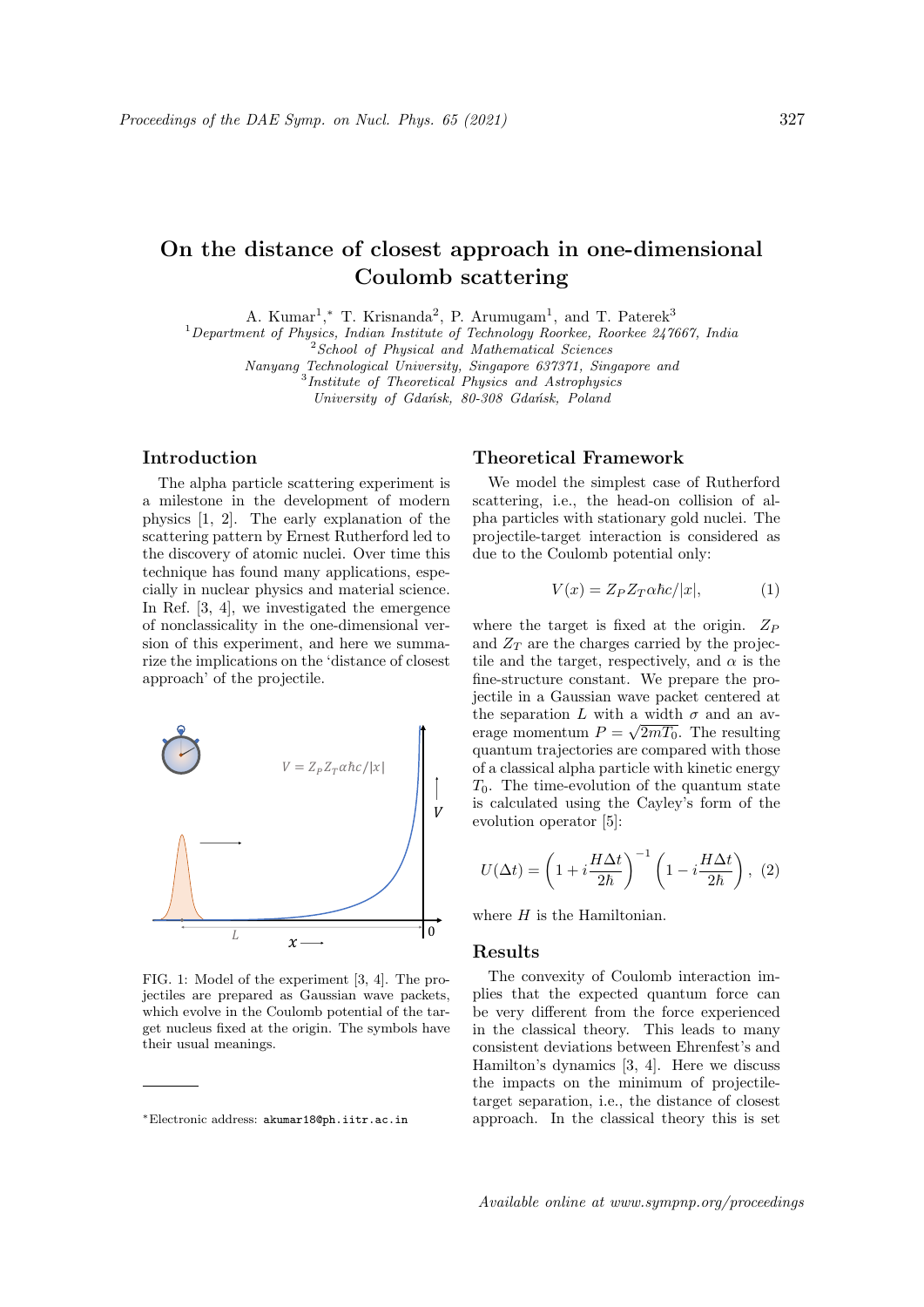# On the distance of closest approach in one-dimensional Coulomb scattering

A. Kumar[1],* T. Krisnanda[2], P. Arumugam[1], and T. Paterek[3]

[1] *Department of Physics, Indian Institute of Technology Roorkee, Roorkee 247667, India*
[2] *School of Physical and Mathematical Sciences Nanyang Technological University, Singapore 637371, Singapore and*
[3] *Institute of Theoretical Physics and Astrophysics University of Gdańsk, 80-308 Gdańsk, Poland*

## Introduction

The alpha particle scattering experiment is a milestone in the development of modern physics [1, 2]. The early explanation of the scattering pattern by Ernest Rutherford led to the discovery of atomic nuclei. Over time this technique has found many applications, especially in nuclear physics and material science. In Ref. [3, 4], we investigated the emergence of nonclassicality in the one-dimensional version of this experiment, and here we summarize the implications on the 'distance of closest approach' of the projectile.

FIG. 1: Model of the experiment [3, 4]. The projectiles are prepared as Gaussian wave packets, which evolve in the Coulomb potential of the target nucleus fixed at the origin. The symbols have their usual meanings.

## Theoretical Framework

We model the simplest case of Rutherford scattering, i.e., the head-on collision of alpha particles with stationary gold nuclei. The projectile-target interaction is considered as due to the Coulomb potential only:

$$V(x) = Z_P Z_T \alpha \hbar c/|x|, \tag{1}$$

where the target is fixed at the origin. $Z_P$ and $Z_T$ are the charges carried by the projectile and the target, respectively, and $\alpha$ is the fine-structure constant. We prepare the projectile in a Gaussian wave packet centered at the separation $L$ with a width $\sigma$ and an average momentum $P = \sqrt{2mT_0}$. The resulting quantum trajectories are compared with those of a classical alpha particle with kinetic energy $T_0$. The time-evolution of the quantum state is calculated using the Cayley's form of the evolution operator [5]:

$$U(\Delta t) = \left(1 + i\frac{H\Delta t}{2\hbar}\right)^{-1}\left(1 - i\frac{H\Delta t}{2\hbar}\right), \tag{2}$$

where $H$ is the Hamiltonian.

## Results

The convexity of Coulomb interaction implies that the expected quantum force can be very different from the force experienced in the classical theory. This leads to many consistent deviations between Ehrenfest's and Hamilton's dynamics [3, 4]. Here we discuss the impacts on the minimum of projectile-target separation, i.e., the distance of closest approach. In the classical theory this is set

*Electronic address: akumar18@ph.iitr.ac.in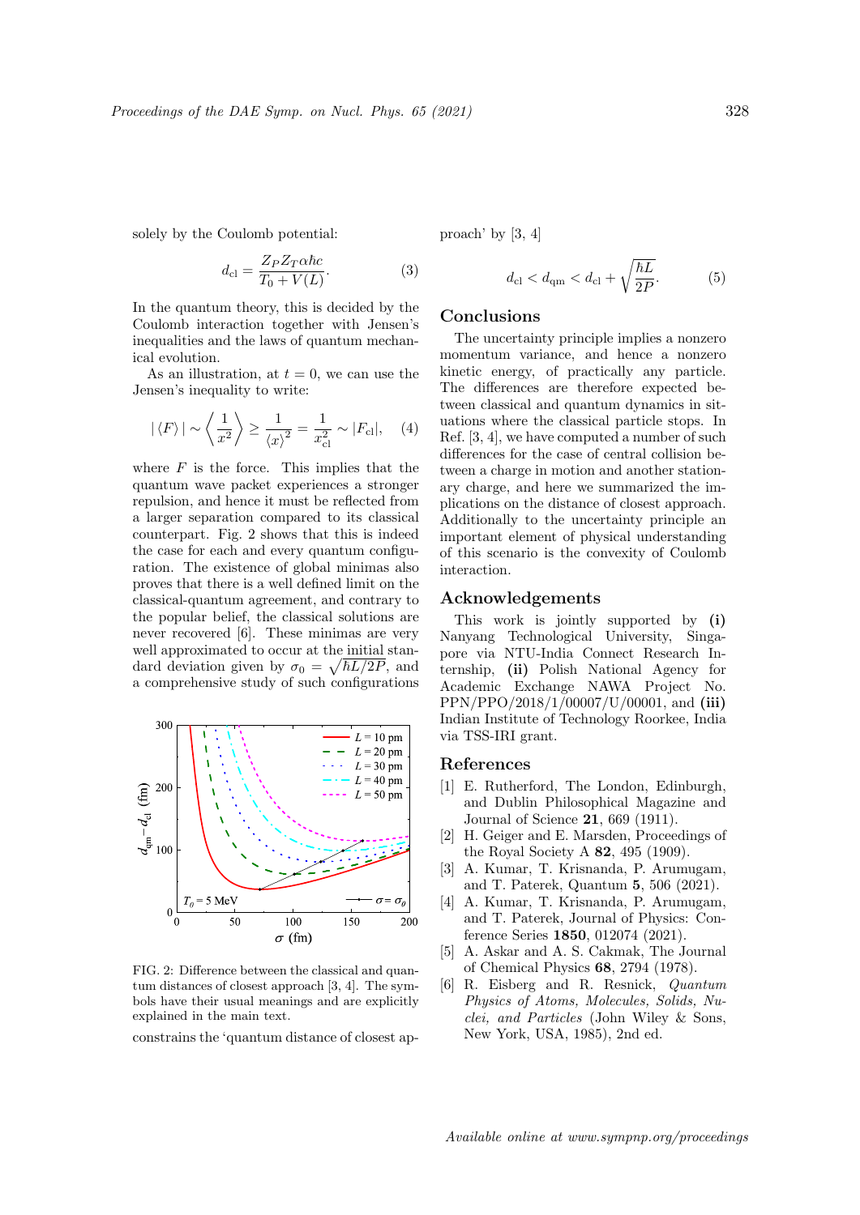solely by the Coulomb potential:

$$d_{\rm cl} = \frac{Z_P Z_T \alpha \hbar c}{T_0 + V(L)}. \quad (3)$$

In the quantum theory, this is decided by the Coulomb interaction together with Jensen's inequalities and the laws of quantum mechanical evolution.

As an illustration, at $t = 0$, we can use the Jensen's inequality to write:

$$|\langle F \rangle| \sim \left\langle \frac{1}{x^2} \right\rangle \geq \frac{1}{\langle x \rangle^2} = \frac{1}{x_{\rm cl}^2} \sim |F_{\rm cl}|, \quad (4)$$

where $F$ is the force. This implies that the quantum wave packet experiences a stronger repulsion, and hence it must be reflected from a larger separation compared to its classical counterpart. Fig. 2 shows that this is indeed the case for each and every quantum configuration. The existence of global minimas also proves that there is a well defined limit on the classical-quantum agreement, and contrary to the popular belief, the classical solutions are never recovered [6]. These minimas are very well approximated to occur at the initial standard deviation given by $\sigma_0 = \sqrt{\hbar L/2P}$, and a comprehensive study of such configurations

300
200
100
0
$d_{\rm qm} - d_{\rm cl}$ (fm)
0 50 100 150 200
$\sigma$ (fm)
$L$ = 10 pm
$L$ = 20 pm
$L$ = 30 pm
$L$ = 40 pm
$L$ = 50 pm
$T_0$ = 5 MeV
$\sigma = \sigma_0$

FIG. 2: Difference between the classical and quantum distances of closest approach [3, 4]. The symbols have their usual meanings and are explicitly explained in the main text.

constrains the 'quantum distance of closest approach' by [3, 4]

$$d_{\rm cl} < d_{\rm qm} < d_{\rm cl} + \sqrt{\frac{\hbar L}{2P}}. \quad (5)$$

## Conclusions

The uncertainty principle implies a nonzero momentum variance, and hence a nonzero kinetic energy, of practically any particle. The differences are therefore expected between classical and quantum dynamics in situations where the classical particle stops. In Ref. [3, 4], we have computed a number of such differences for the case of central collision between a charge in motion and another stationary charge, and here we summarized the implications on the distance of closest approach. Additionally to the uncertainty principle an important element of physical understanding of this scenario is the convexity of Coulomb interaction.

## Acknowledgements

This work is jointly supported by **(i)** Nanyang Technological University, Singapore via NTU-India Connect Research Internship, **(ii)** Polish National Agency for Academic Exchange NAWA Project No. PPN/PPO/2018/1/00007/U/00001, and **(iii)** Indian Institute of Technology Roorkee, India via TSS-IRI grant.

## References

[1] E. Rutherford, The London, Edinburgh, and Dublin Philosophical Magazine and Journal of Science **21**, 669 (1911).

[2] H. Geiger and E. Marsden, Proceedings of the Royal Society A **82**, 495 (1909).

[3] A. Kumar, T. Krisnanda, P. Arumugam, and T. Paterek, Quantum **5**, 506 (2021).

[4] A. Kumar, T. Krisnanda, P. Arumugam, and T. Paterek, Journal of Physics: Conference Series **1850**, 012074 (2021).

[5] A. Askar and A. S. Cakmak, The Journal of Chemical Physics **68**, 2794 (1978).

[6] R. Eisberg and R. Resnick, *Quantum Physics of Atoms, Molecules, Solids, Nuclei, and Particles* (John Wiley & Sons, New York, USA, 1985), 2nd ed.